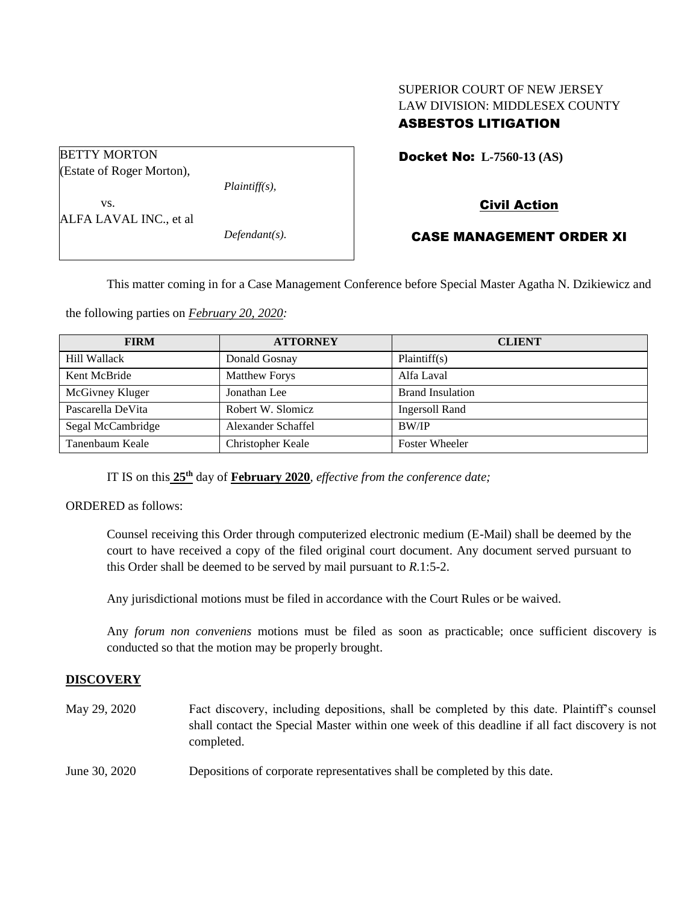SUPERIOR COURT OF NEW JERSEY
LAW DIVISION: MIDDLESEX COUNTY
**ASBESTOS LITIGATION**

BETTY MORTON
(Estate of Roger Morton),
*Plaintiff(s),*
vs.
ALFA LAVAL INC., et al
*Defendant(s).*

**Docket No: L-7560-13 (AS)**

**Civil Action**

**CASE MANAGEMENT ORDER XI**

This matter coming in for a Case Management Conference before Special Master Agatha N. Dzikiewicz and the following parties on ***February 20, 2020:***

| FIRM | ATTORNEY | CLIENT |
|---|---|---|
| Hill Wallack | Donald Gosnay | Plaintiff(s) |
| Kent McBride | Matthew Forys | Alfa Laval |
| McGivney Kluger | Jonathan Lee | Brand Insulation |
| Pascarella DeVita | Robert W. Slomicz | Ingersoll Rand |
| Segal McCambridge | Alexander Schaffel | BW/IP |
| Tanenbaum Keale | Christopher Keale | Foster Wheeler |

IT IS on this **25th** day of **February 2020**, *effective from the conference date;*

ORDERED as follows:

Counsel receiving this Order through computerized electronic medium (E-Mail) shall be deemed by the court to have received a copy of the filed original court document. Any document served pursuant to this Order shall be deemed to be served by mail pursuant to *R*.1:5-2.

Any jurisdictional motions must be filed in accordance with the Court Rules or be waived.

Any *forum non conveniens* motions must be filed as soon as practicable; once sufficient discovery is conducted so that the motion may be properly brought.

## DISCOVERY

May 29, 2020 — Fact discovery, including depositions, shall be completed by this date. Plaintiff's counsel shall contact the Special Master within one week of this deadline if all fact discovery is not completed.

June 30, 2020 — Depositions of corporate representatives shall be completed by this date.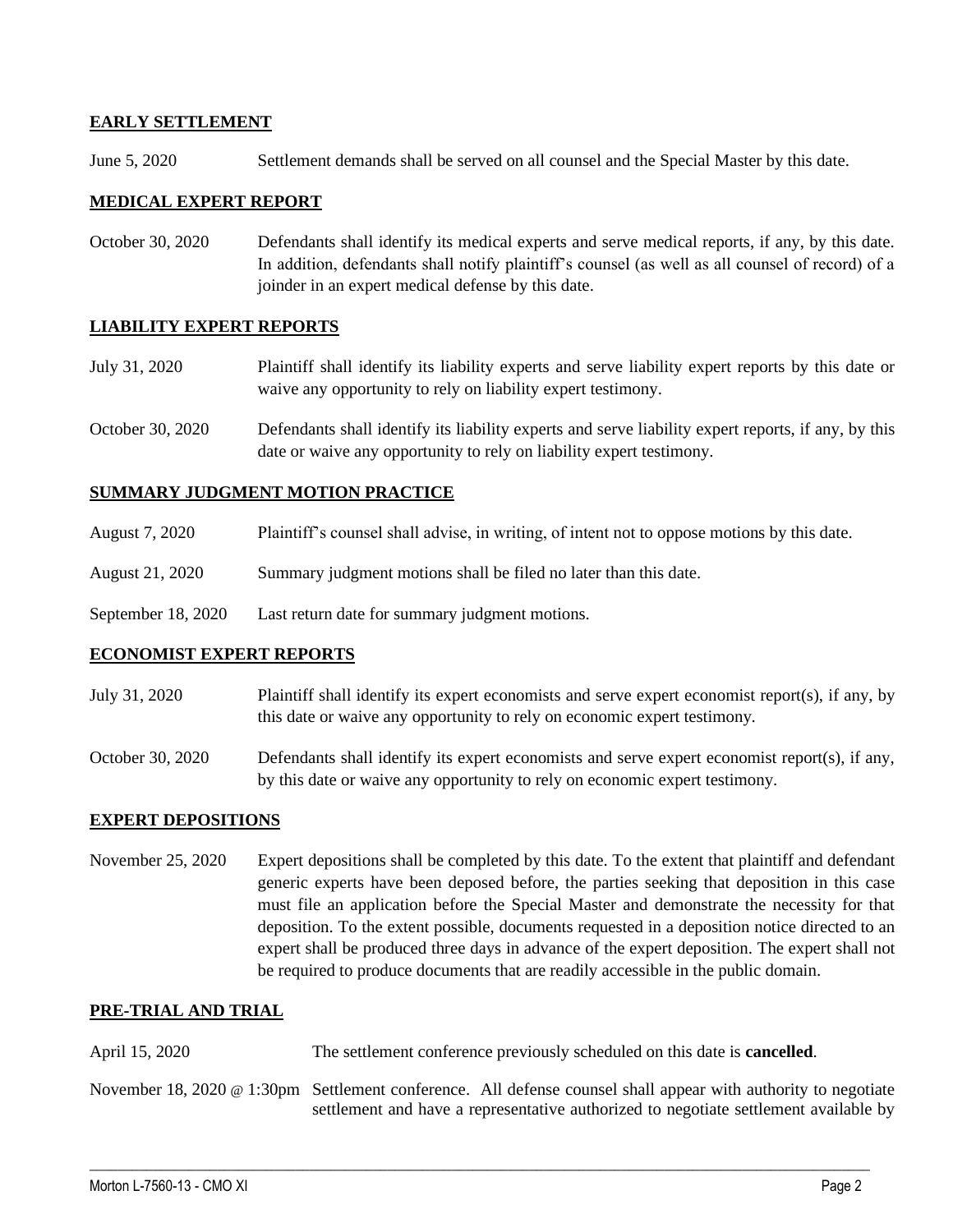**EARLY SETTLEMENT**

June 5, 2020 Settlement demands shall be served on all counsel and the Special Master by this date.

**MEDICAL EXPERT REPORT**

October 30, 2020 Defendants shall identify its medical experts and serve medical reports, if any, by this date. In addition, defendants shall notify plaintiff's counsel (as well as all counsel of record) of a joinder in an expert medical defense by this date.

**LIABILITY EXPERT REPORTS**

July 31, 2020 Plaintiff shall identify its liability experts and serve liability expert reports by this date or waive any opportunity to rely on liability expert testimony.

October 30, 2020 Defendants shall identify its liability experts and serve liability expert reports, if any, by this date or waive any opportunity to rely on liability expert testimony.

**SUMMARY JUDGMENT MOTION PRACTICE**

August 7, 2020 Plaintiff's counsel shall advise, in writing, of intent not to oppose motions by this date.

August 21, 2020 Summary judgment motions shall be filed no later than this date.

September 18, 2020 Last return date for summary judgment motions.

**ECONOMIST EXPERT REPORTS**

July 31, 2020 Plaintiff shall identify its expert economists and serve expert economist report(s), if any, by this date or waive any opportunity to rely on economic expert testimony.

October 30, 2020 Defendants shall identify its expert economists and serve expert economist report(s), if any, by this date or waive any opportunity to rely on economic expert testimony.

**EXPERT DEPOSITIONS**

November 25, 2020 Expert depositions shall be completed by this date. To the extent that plaintiff and defendant generic experts have been deposed before, the parties seeking that deposition in this case must file an application before the Special Master and demonstrate the necessity for that deposition. To the extent possible, documents requested in a deposition notice directed to an expert shall be produced three days in advance of the expert deposition. The expert shall not be required to produce documents that are readily accessible in the public domain.

**PRE-TRIAL AND TRIAL**

April 15, 2020 The settlement conference previously scheduled on this date is **cancelled**.

November 18, 2020 @ 1:30pm Settlement conference. All defense counsel shall appear with authority to negotiate settlement and have a representative authorized to negotiate settlement available by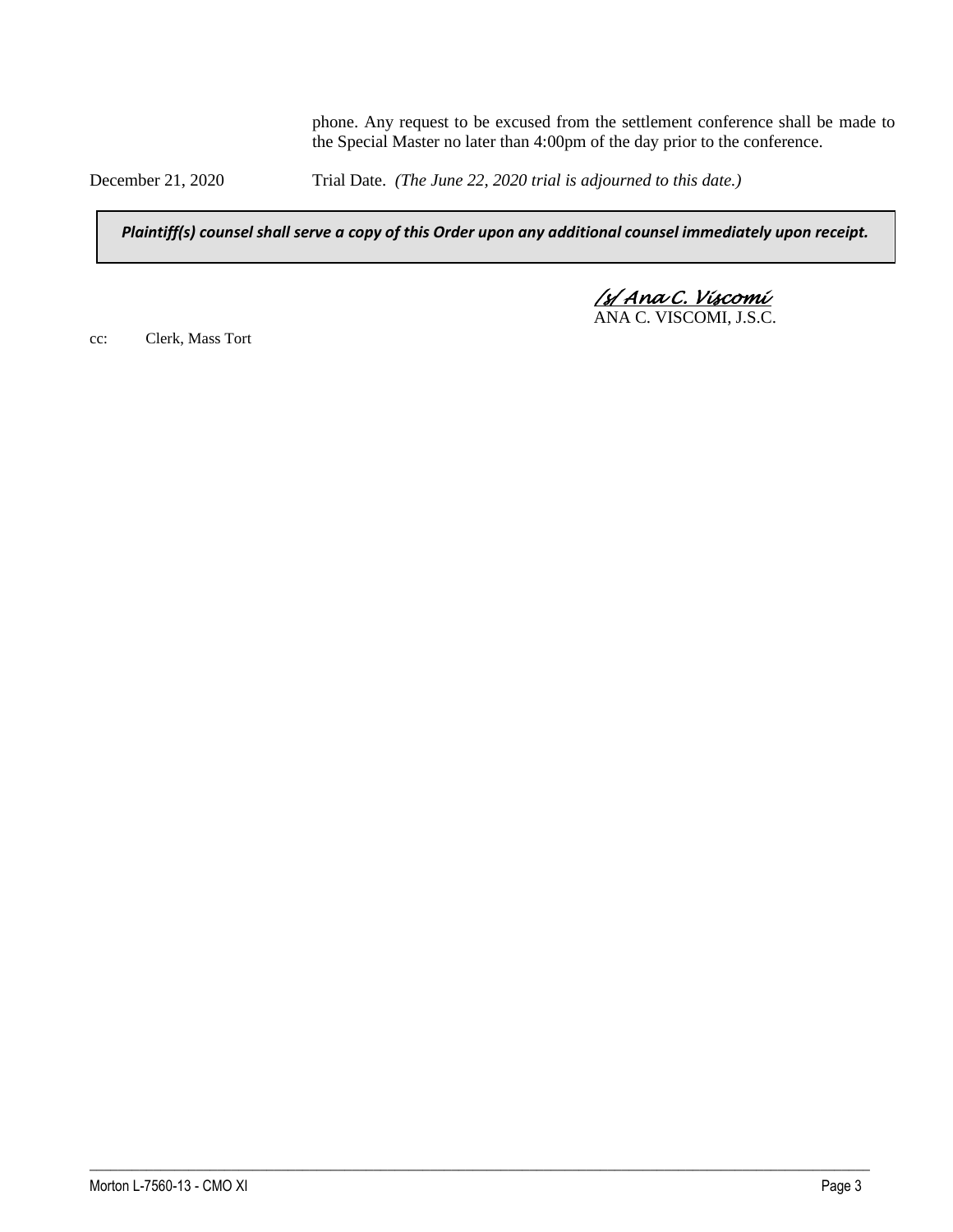phone. Any request to be excused from the settlement conference shall be made to the Special Master no later than 4:00pm of the day prior to the conference.

| | |
|---|---|
| December 21, 2020 | Trial Date. *(The June 22, 2020 trial is adjourned to this date.)* |

***Plaintiff(s) counsel shall serve a copy of this Order upon any additional counsel immediately upon receipt.***

*/s/ Ana C. Viscomi*
ANA C. VISCOMI, J.S.C.

cc: Clerk, Mass Tort